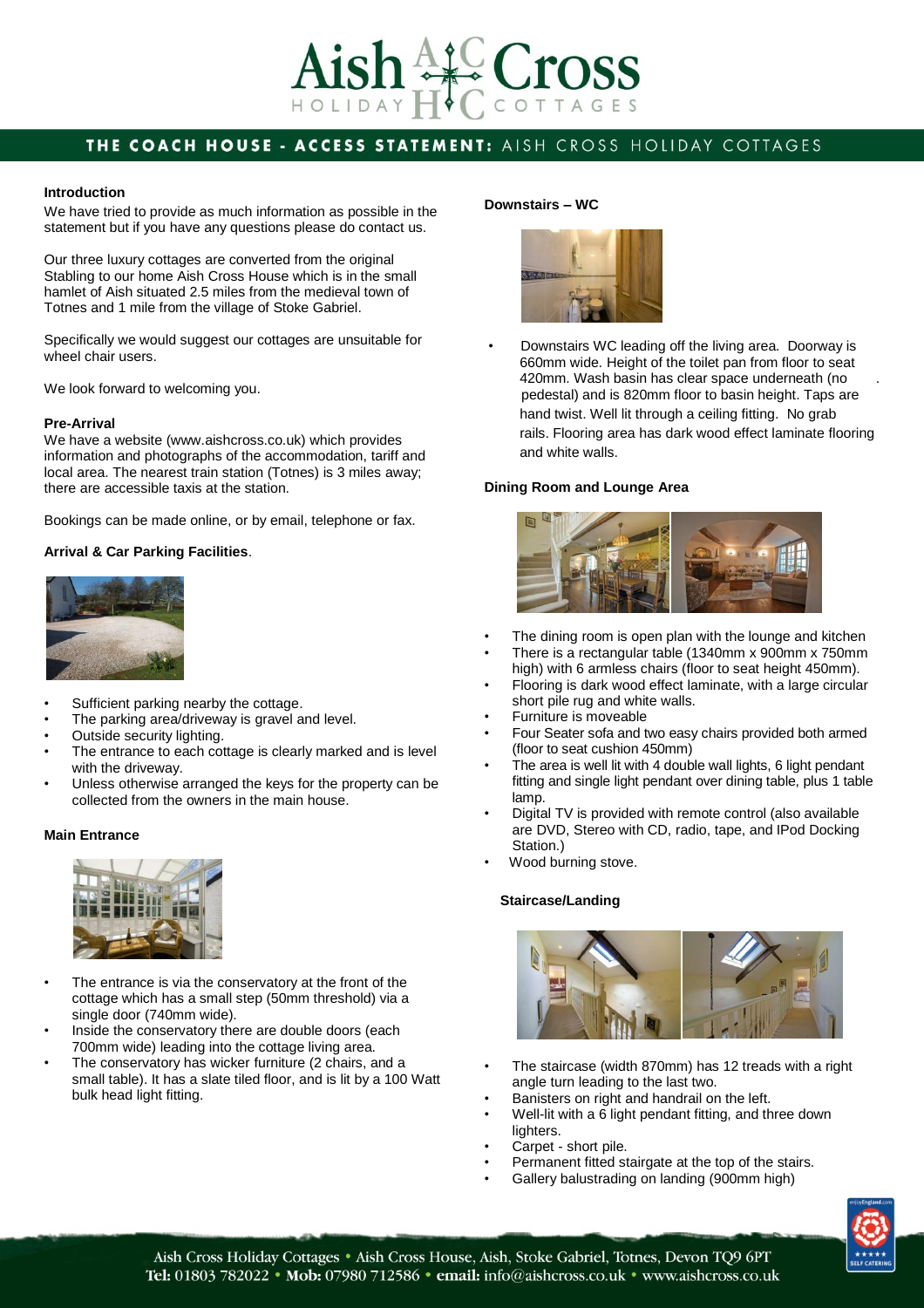# THE COACH HOUSE - ACCESS STATEMENT: AISH CROSS HOLIDAY COTTAGES

### Introduction

We have tried to provide as much information as possible in the statement but if you have any questions please do contact us.

Our three luxury cottages are converted from the original Stabling to our home Aish Cross House which is in the small hamlet of Aish situated 2.5 miles from the medieval town of Totnes and 1 mile from the village of Stoke Gabriel.

Specifically we would suggest our cottages are unsuitable for wheel chair users.

We look forward to welcoming you.

### Pre-Arrival

We have a website (www.aishcross.co.uk) which provides information and photographs of the accommodation, tariff and local area. The nearest train station (Totnes) is 3 miles away; there are accessible taxis at the station.

Bookings can be made online, or by email, telephone or fax.

### Arrival & Car Parking Facilities.

- Sufficient parking nearby the cottage.
- The parking area/driveway is gravel and level.
- Outside security lighting.
- The entrance to each cottage is clearly marked and is level with the driveway.
- Unless otherwise arranged the keys for the property can be collected from the owners in the main house.

### Main Entrance

- The entrance is via the conservatory at the front of the cottage which has a small step (50mm threshold) via a single door (740mm wide).
- Inside the conservatory there are double doors (each 700mm wide) leading into the cottage living area.
- The conservatory has wicker furniture (2 chairs, and a small table). It has a slate tiled floor, and is lit by a 100 Watt bulk head light fitting.

### Downstairs – WC

- Downstairs WC leading off the living area. Doorway is 660mm wide. Height of the toilet pan from floor to seat 420mm. Wash basin has clear space underneath (no pedestal) and is 820mm floor to basin height. Taps are hand twist. Well lit through a ceiling fitting. No grab rails. Flooring area has dark wood effect laminate flooring and white walls.

### Dining Room and Lounge Area

- The dining room is open plan with the lounge and kitchen
- There is a rectangular table (1340mm x 900mm x 750mm high) with 6 armless chairs (floor to seat height 450mm).
- Flooring is dark wood effect laminate, with a large circular short pile rug and white walls.
- Furniture is moveable
- Four Seater sofa and two easy chairs provided both armed (floor to seat cushion 450mm)
- The area is well lit with 4 double wall lights, 6 light pendant fitting and single light pendant over dining table, plus 1 table lamp.
- Digital TV is provided with remote control (also available are DVD, Stereo with CD, radio, tape, and IPod Docking Station.)
- Wood burning stove.

### Staircase/Landing

- The staircase (width 870mm) has 12 treads with a right angle turn leading to the last two.
- Banisters on right and handrail on the left.
- Well-lit with a 6 light pendant fitting, and three down lighters.
- Carpet - short pile.
- Permanent fitted stairgate at the top of the stairs.
- Gallery balustrading on landing (900mm high)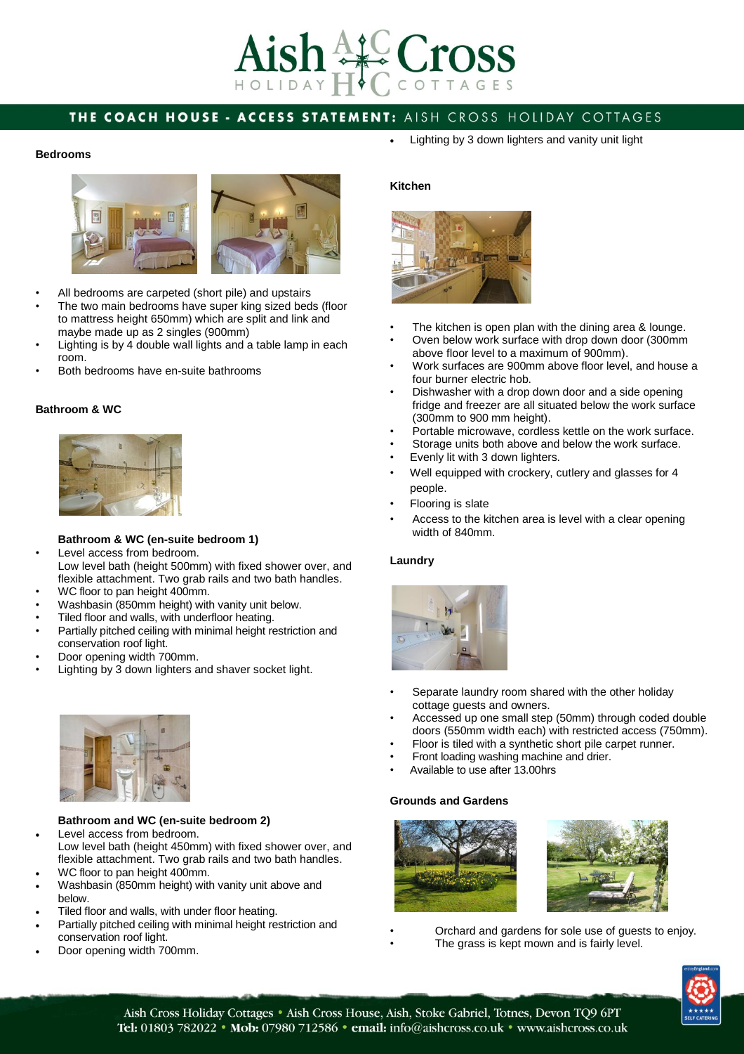# THE COACH HOUSE - ACCESS STATEMENT: AISH CROSS HOLIDAY COTTAGES

### Bedrooms

- All bedrooms are carpeted (short pile) and upstairs
- The two main bedrooms have super king sized beds (floor to mattress height 650mm) which are split and link and maybe made up as 2 singles (900mm)
- Lighting is by 4 double wall lights and a table lamp in each room.
- Both bedrooms have en-suite bathrooms

### Bathroom & WC

**Bathroom & WC (en-suite bedroom 1)**

- Level access from bedroom.
  Low level bath (height 500mm) with fixed shower over, and flexible attachment. Two grab rails and two bath handles.
- WC floor to pan height 400mm.
- Washbasin (850mm height) with vanity unit below.
- Tiled floor and walls, with underfloor heating.
- Partially pitched ceiling with minimal height restriction and conservation roof light.
- Door opening width 700mm.
- Lighting by 3 down lighters and shaver socket light.

**Bathroom and WC (en-suite bedroom 2)**

- Level access from bedroom.
  Low level bath (height 450mm) with fixed shower over, and flexible attachment. Two grab rails and two bath handles.
- WC floor to pan height 400mm.
- Washbasin (850mm height) with vanity unit above and below.
- Tiled floor and walls, with under floor heating.
- Partially pitched ceiling with minimal height restriction and conservation roof light.
- Door opening width 700mm.
- Lighting by 3 down lighters and vanity unit light

### Kitchen

- The kitchen is open plan with the dining area & lounge.
- Oven below work surface with drop down door (300mm above floor level to a maximum of 900mm).
- Work surfaces are 900mm above floor level, and house a four burner electric hob.
- Dishwasher with a drop down door and a side opening fridge and freezer are all situated below the work surface (300mm to 900 mm height).
- Portable microwave, cordless kettle on the work surface.
- Storage units both above and below the work surface.
- Evenly lit with 3 down lighters.
- Well equipped with crockery, cutlery and glasses for 4 people.
- Flooring is slate
- Access to the kitchen area is level with a clear opening width of 840mm.

### Laundry

- Separate laundry room shared with the other holiday cottage guests and owners.
- Accessed up one small step (50mm) through coded double doors (550mm width each) with restricted access (750mm).
- Floor is tiled with a synthetic short pile carpet runner.
- Front loading washing machine and drier.
- Available to use after 13.00hrs

### Grounds and Gardens

- Orchard and gardens for sole use of guests to enjoy.
- The grass is kept mown and is fairly level.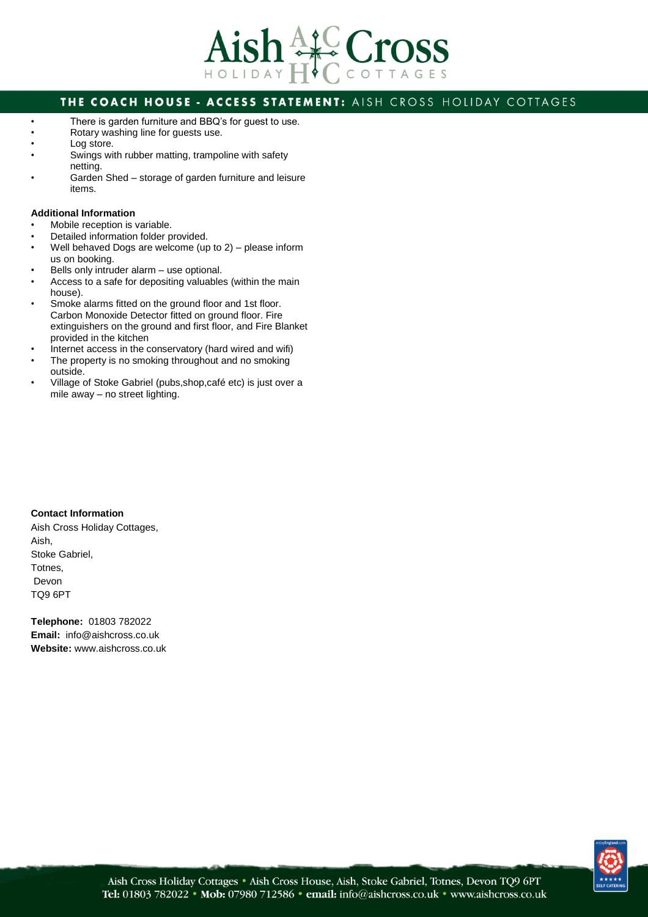- There is garden furniture and BBQ's for guest to use.
- Rotary washing line for guests use.
- Log store.
- Swings with rubber matting, trampoline with safety netting.
- Garden Shed – storage of garden furniture and leisure items.

**Additional Information**

- Mobile reception is variable.
- Detailed information folder provided.
- Well behaved Dogs are welcome (up to 2) – please inform us on booking.
- Bells only intruder alarm – use optional.
- Access to a safe for depositing valuables (within the main house).
- Smoke alarms fitted on the ground floor and 1st floor. Carbon Monoxide Detector fitted on ground floor. Fire extinguishers on the ground and first floor, and Fire Blanket provided in the kitchen
- Internet access in the conservatory (hard wired and wifi)
- The property is no smoking throughout and no smoking outside.
- Village of Stoke Gabriel (pubs,shop,café etc) is just over a mile away – no street lighting.

**Contact Information**

Aish Cross Holiday Cottages,
Aish,
Stoke Gabriel,
Totnes,
Devon
TQ9 6PT

**Telephone:** 01803 782022
**Email:** info@aishcross.co.uk
**Website:** www.aishcross.co.uk